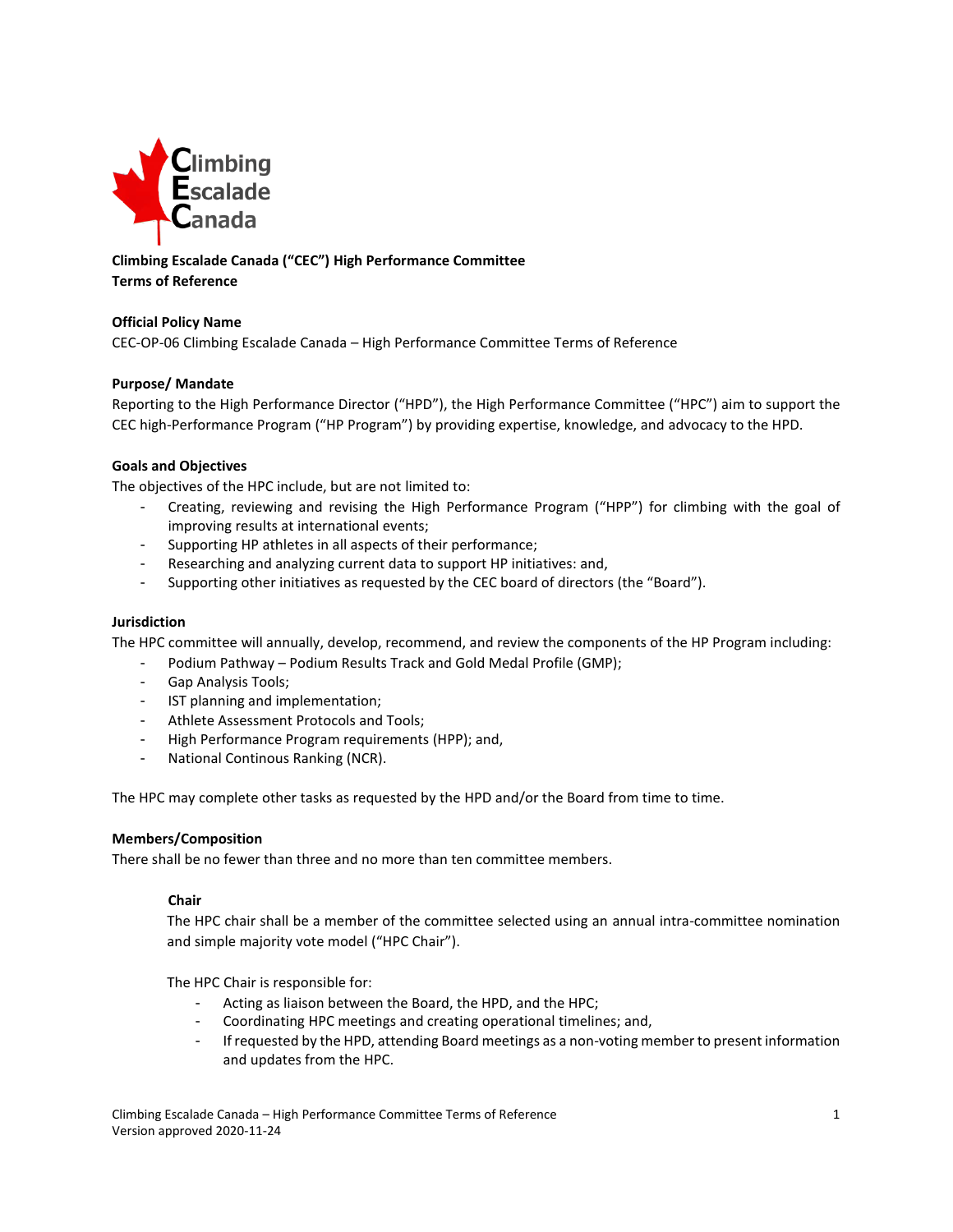**Climbing Escalade Canada ("CEC") High Performance Committee**
**Terms of Reference**

**Official Policy Name**

CEC-OP-06 Climbing Escalade Canada – High Performance Committee Terms of Reference

**Purpose/ Mandate**

Reporting to the High Performance Director ("HPD"), the High Performance Committee ("HPC") aim to support the CEC high-Performance Program ("HP Program") by providing expertise, knowledge, and advocacy to the HPD.

**Goals and Objectives**

The objectives of the HPC include, but are not limited to:

- Creating, reviewing and revising the High Performance Program ("HPP") for climbing with the goal of improving results at international events;
- Supporting HP athletes in all aspects of their performance;
- Researching and analyzing current data to support HP initiatives: and,
- Supporting other initiatives as requested by the CEC board of directors (the "Board").

**Jurisdiction**

The HPC committee will annually, develop, recommend, and review the components of the HP Program including:

- Podium Pathway – Podium Results Track and Gold Medal Profile (GMP);
- Gap Analysis Tools;
- IST planning and implementation;
- Athlete Assessment Protocols and Tools;
- High Performance Program requirements (HPP); and,
- National Continous Ranking (NCR).

The HPC may complete other tasks as requested by the HPD and/or the Board from time to time.

**Members/Composition**

There shall be no fewer than three and no more than ten committee members.

**Chair**

The HPC chair shall be a member of the committee selected using an annual intra-committee nomination and simple majority vote model ("HPC Chair").

The HPC Chair is responsible for:

- Acting as liaison between the Board, the HPD, and the HPC;
- Coordinating HPC meetings and creating operational timelines; and,
- If requested by the HPD, attending Board meetings as a non-voting member to present information and updates from the HPC.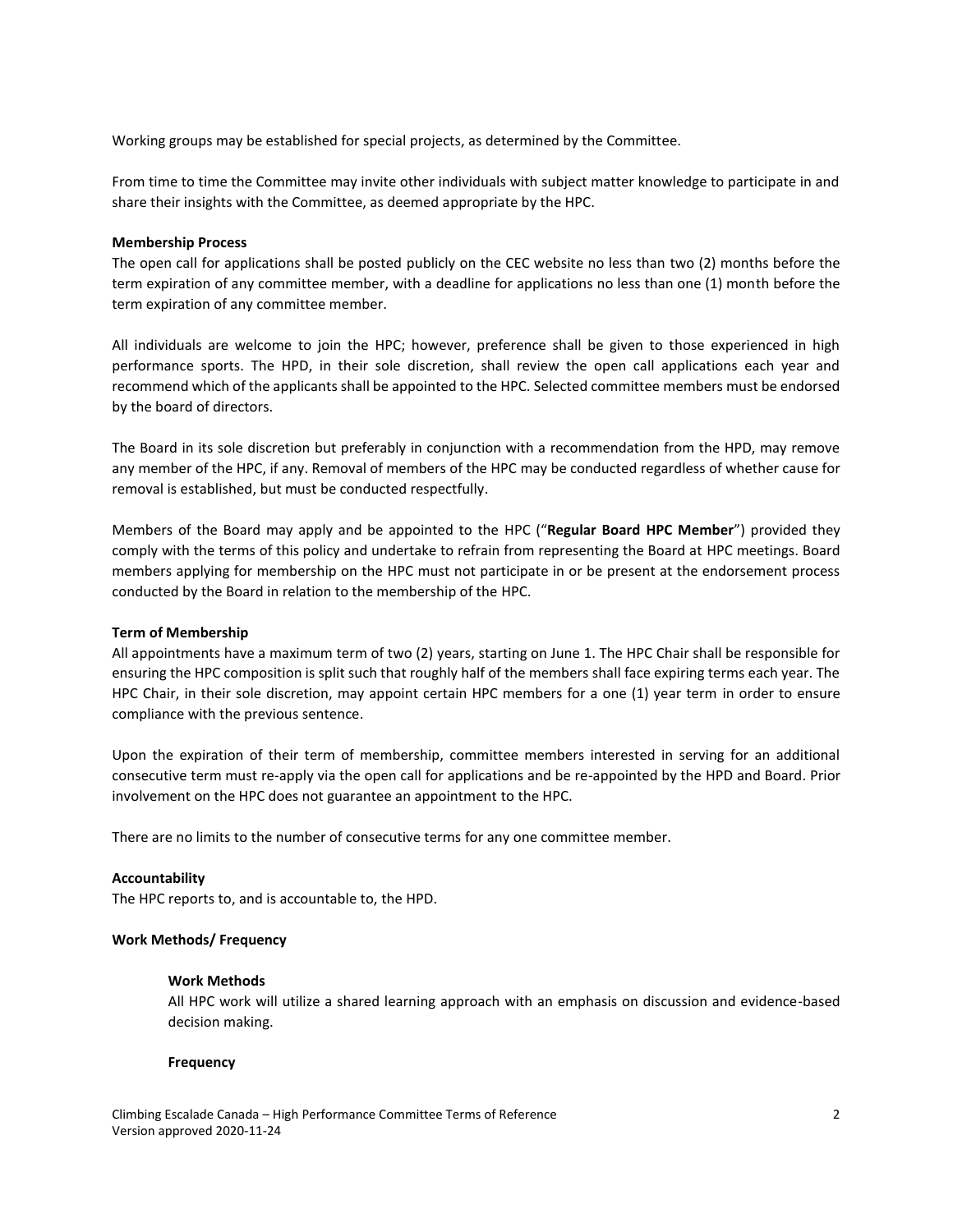Working groups may be established for special projects, as determined by the Committee.

From time to time the Committee may invite other individuals with subject matter knowledge to participate in and share their insights with the Committee, as deemed appropriate by the HPC.

**Membership Process**

The open call for applications shall be posted publicly on the CEC website no less than two (2) months before the term expiration of any committee member, with a deadline for applications no less than one (1) month before the term expiration of any committee member.

All individuals are welcome to join the HPC; however, preference shall be given to those experienced in high performance sports. The HPD, in their sole discretion, shall review the open call applications each year and recommend which of the applicants shall be appointed to the HPC. Selected committee members must be endorsed by the board of directors.

The Board in its sole discretion but preferably in conjunction with a recommendation from the HPD, may remove any member of the HPC, if any. Removal of members of the HPC may be conducted regardless of whether cause for removal is established, but must be conducted respectfully.

Members of the Board may apply and be appointed to the HPC ("**Regular Board HPC Member**") provided they comply with the terms of this policy and undertake to refrain from representing the Board at HPC meetings. Board members applying for membership on the HPC must not participate in or be present at the endorsement process conducted by the Board in relation to the membership of the HPC.

**Term of Membership**

All appointments have a maximum term of two (2) years, starting on June 1. The HPC Chair shall be responsible for ensuring the HPC composition is split such that roughly half of the members shall face expiring terms each year. The HPC Chair, in their sole discretion, may appoint certain HPC members for a one (1) year term in order to ensure compliance with the previous sentence.

Upon the expiration of their term of membership, committee members interested in serving for an additional consecutive term must re-apply via the open call for applications and be re-appointed by the HPD and Board. Prior involvement on the HPC does not guarantee an appointment to the HPC.

There are no limits to the number of consecutive terms for any one committee member.

**Accountability**

The HPC reports to, and is accountable to, the HPD.

**Work Methods/ Frequency**

**Work Methods**

All HPC work will utilize a shared learning approach with an emphasis on discussion and evidence-based decision making.

**Frequency**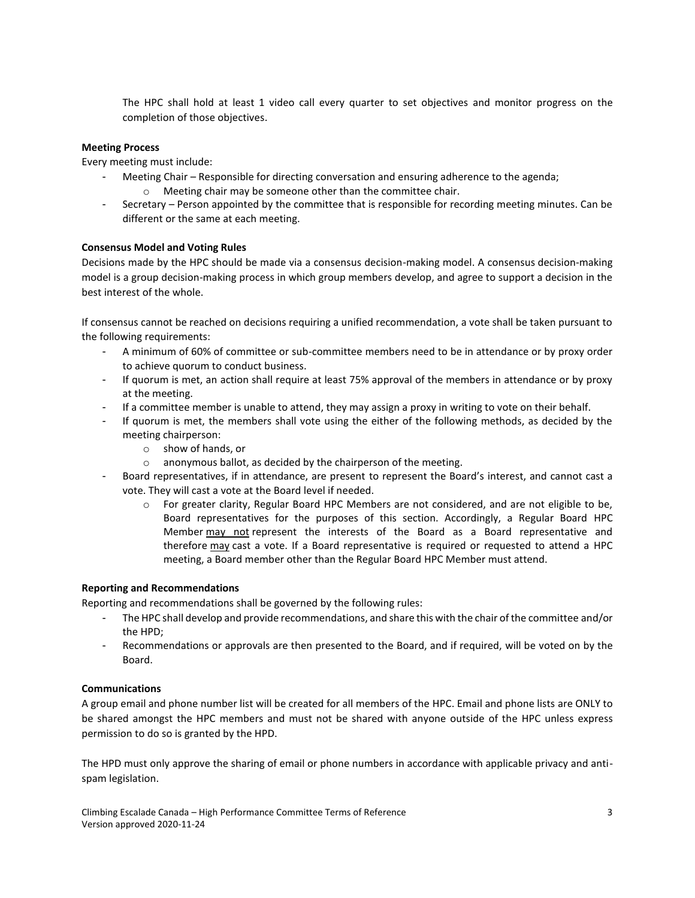The HPC shall hold at least 1 video call every quarter to set objectives and monitor progress on the completion of those objectives.

**Meeting Process**

Every meeting must include:

- Meeting Chair – Responsible for directing conversation and ensuring adherence to the agenda;
    - Meeting chair may be someone other than the committee chair.
- Secretary – Person appointed by the committee that is responsible for recording meeting minutes. Can be different or the same at each meeting.

**Consensus Model and Voting Rules**

Decisions made by the HPC should be made via a consensus decision-making model. A consensus decision-making model is a group decision-making process in which group members develop, and agree to support a decision in the best interest of the whole.

If consensus cannot be reached on decisions requiring a unified recommendation, a vote shall be taken pursuant to the following requirements:

- A minimum of 60% of committee or sub-committee members need to be in attendance or by proxy order to achieve quorum to conduct business.
- If quorum is met, an action shall require at least 75% approval of the members in attendance or by proxy at the meeting.
- If a committee member is unable to attend, they may assign a proxy in writing to vote on their behalf.
- If quorum is met, the members shall vote using the either of the following methods, as decided by the meeting chairperson:
    - show of hands, or
    - anonymous ballot, as decided by the chairperson of the meeting.
- Board representatives, if in attendance, are present to represent the Board's interest, and cannot cast a vote. They will cast a vote at the Board level if needed.
    - For greater clarity, Regular Board HPC Members are not considered, and are not eligible to be, Board representatives for the purposes of this section. Accordingly, a Regular Board HPC Member <u>may not</u> represent the interests of the Board as a Board representative and therefore <u>may</u> cast a vote. If a Board representative is required or requested to attend a HPC meeting, a Board member other than the Regular Board HPC Member must attend.

**Reporting and Recommendations**

Reporting and recommendations shall be governed by the following rules:

- The HPC shall develop and provide recommendations, and share this with the chair of the committee and/or the HPD;
- Recommendations or approvals are then presented to the Board, and if required, will be voted on by the Board.

**Communications**

A group email and phone number list will be created for all members of the HPC. Email and phone lists are ONLY to be shared amongst the HPC members and must not be shared with anyone outside of the HPC unless express permission to do so is granted by the HPD.

The HPD must only approve the sharing of email or phone numbers in accordance with applicable privacy and anti-spam legislation.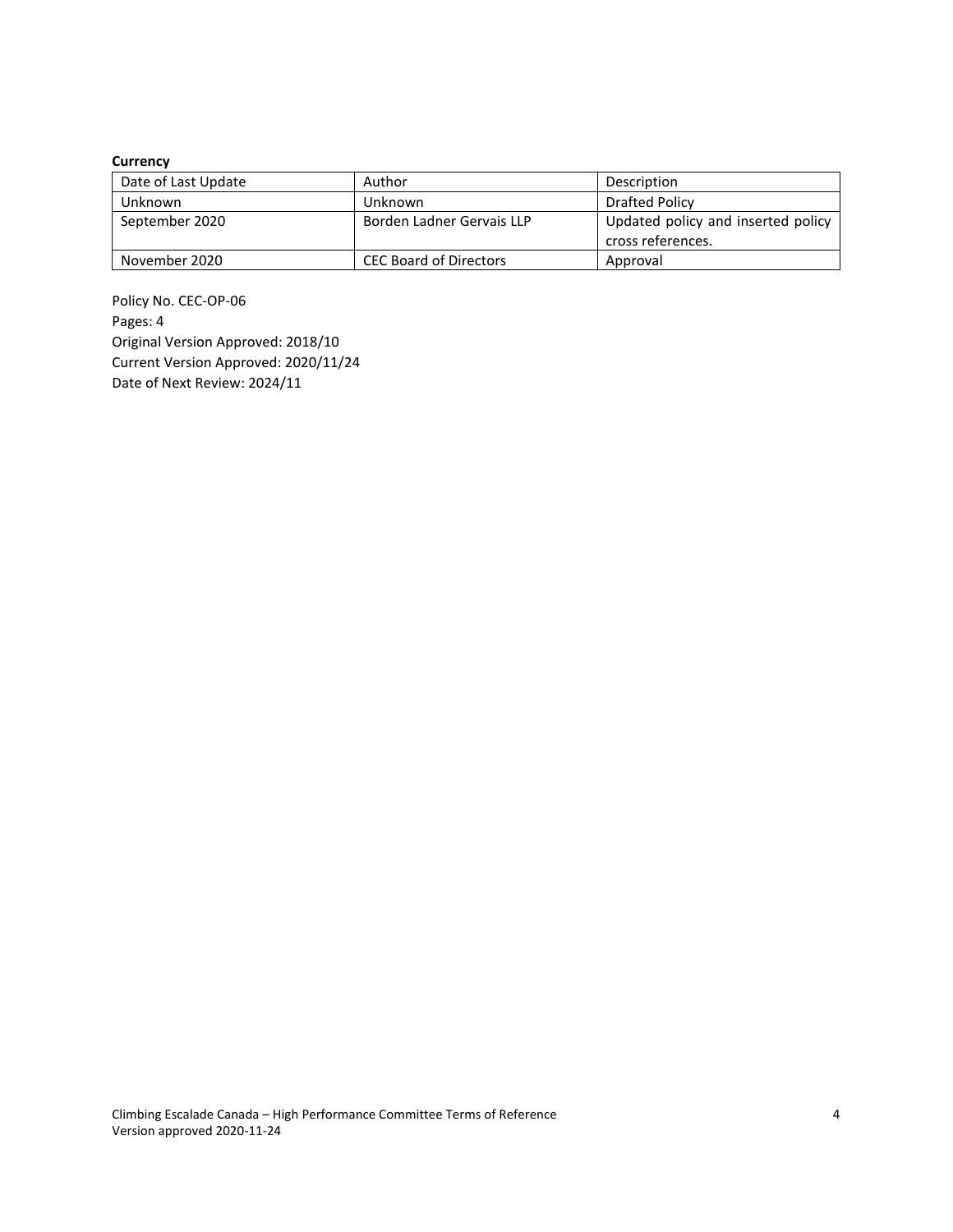**Currency**

| Date of Last Update | Author | Description |
| --- | --- | --- |
| Unknown | Unknown | Drafted Policy |
| September 2020 | Borden Ladner Gervais LLP | Updated policy and inserted policy cross references. |
| November 2020 | CEC Board of Directors | Approval |

Policy No. CEC-OP-06
Pages: 4
Original Version Approved: 2018/10
Current Version Approved: 2020/11/24
Date of Next Review: 2024/11